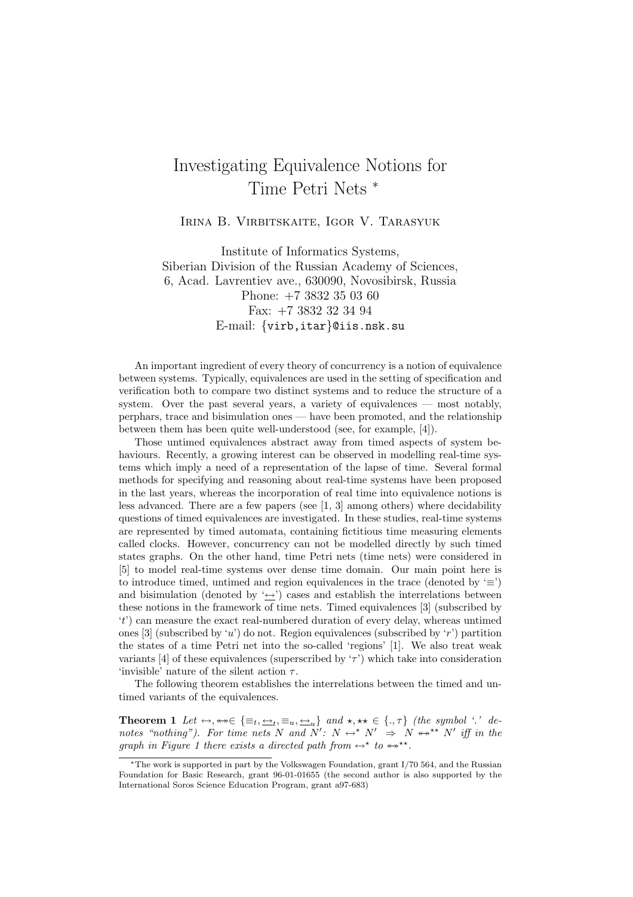# Investigating Equivalence Notions for Time Petri Nets [*]

Irina B. Virbitskaite, Igor V. Tarasyuk

Institute of Informatics Systems,
Siberian Division of the Russian Academy of Sciences,
6, Acad. Lavrentiev ave., 630090, Novosibirsk, Russia
Phone: +7 3832 35 03 60
Fax: +7 3832 32 34 94
E-mail: {virb,itar}@iis.nsk.su

An important ingredient of every theory of concurrency is a notion of equivalence between systems. Typically, equivalences are used in the setting of specification and verification both to compare two distinct systems and to reduce the structure of a system. Over the past several years, a variety of equivalences — most notably, perphars, trace and bisimulation ones — have been promoted, and the relationship between them has been quite well-understood (see, for example, [4]).

Those untimed equivalences abstract away from timed aspects of system behaviours. Recently, a growing interest can be observed in modelling real-time systems which imply a need of a representation of the lapse of time. Several formal methods for specifying and reasoning about real-time systems have been proposed in the last years, whereas the incorporation of real time into equivalence notions is less advanced. There are a few papers (see [1, 3] among others) where decidability questions of timed equivalences are investigated. In these studies, real-time systems are represented by timed automata, containing fictitious time measuring elements called clocks. However, concurrency can not be modelled directly by such timed states graphs. On the other hand, time Petri nets (time nets) were considered in [5] to model real-time systems over dense time domain. Our main point here is to introduce timed, untimed and region equivalences in the trace (denoted by '$\equiv$') and bisimulation (denoted by '$\underline{\leftrightarrow}$') cases and establish the interrelations between these notions in the framework of time nets. Timed equivalences [3] (subscribed by '$t$') can measure the exact real-numbered duration of every delay, whereas untimed ones [3] (subscribed by '$u$') do not. Region equivalences (subscribed by '$r$') partition the states of a time Petri net into the so-called 'regions' [1]. We also treat weak variants [4] of these equivalences (superscribed by '$\tau$') which take into consideration 'invisible' nature of the silent action $\tau$.

The following theorem establishes the interrelations between the timed and untimed variants of the equivalences.

**Theorem 1** *Let* $\leftrightarrow, \twoheadleftrightarrow \in \{\equiv_t, \underline{\leftrightarrow}_t, \equiv_u, \underline{\leftrightarrow}_u\}$ *and* $\star, \star\star \in \{., \tau\}$ *(the symbol '.' denotes "nothing"). For time nets* $N$ *and* $N'$*:* $N \leftrightarrow^{\star} N' \;\Rightarrow\; N \twoheadleftrightarrow^{\star\star} N'$ *iff in the graph in Figure 1 there exists a directed path from* $\leftrightarrow^{\star}$ *to* $\twoheadleftrightarrow^{\star\star}$.

---

[*] The work is supported in part by the Volkswagen Foundation, grant I/70 564, and the Russian Foundation for Basic Research, grant 96-01-01655 (the second author is also supported by the International Soros Science Education Program, grant a97-683)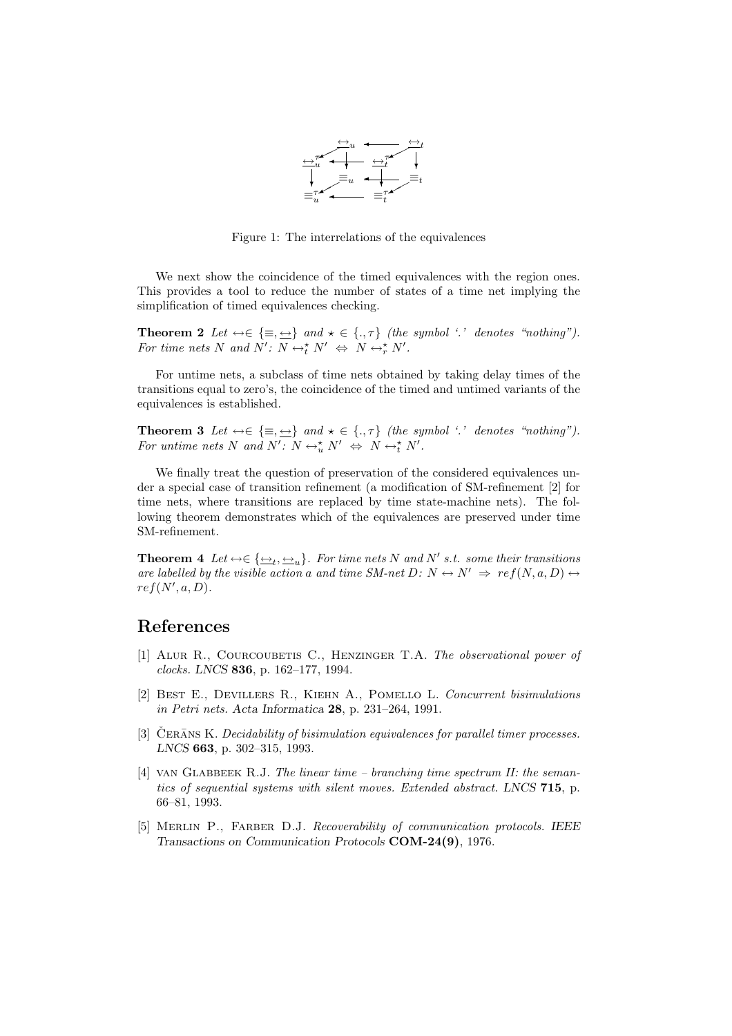$\underline{\leftrightarrow}_u$ $\underline{\leftrightarrow}_t$

$\underline{\leftrightarrow}_u^\tau$ $\underline{\leftrightarrow}_t^\tau$

$\equiv_u$ $\equiv_t$

$\equiv_u^\tau$ $\equiv_t^\tau$

Figure 1: The interrelations of the equivalences

We next show the coincidence of the timed equivalences with the region ones. This provides a tool to reduce the number of states of a time net implying the simplification of timed equivalences checking.

**Theorem 2** *Let* $\leftrightarrow \in \{\equiv, \underline{\leftrightarrow}\}$ *and* $\star \in \{., \tau\}$ *(the symbol '.' denotes "nothing"). For time nets* $N$ *and* $N'$*:* $N \leftrightarrow_t^\star N' \Leftrightarrow N \leftrightarrow_r^\star N'$*.*

For untime nets, a subclass of time nets obtained by taking delay times of the transitions equal to zero's, the coincidence of the timed and untimed variants of the equivalences is established.

**Theorem 3** *Let* $\leftrightarrow \in \{\equiv, \underline{\leftrightarrow}\}$ *and* $\star \in \{., \tau\}$ *(the symbol '.' denotes "nothing"). For untime nets* $N$ *and* $N'$*:* $N \leftrightarrow_u^\star N' \Leftrightarrow N \leftrightarrow_t^\star N'$*.*

We finally treat the question of preservation of the considered equivalences under a special case of transition refinement (a modification of SM-refinement [2] for time nets, where transitions are replaced by time state-machine nets). The following theorem demonstrates which of the equivalences are preserved under time SM-refinement.

**Theorem 4** *Let* $\leftrightarrow \in \{\underline{\leftrightarrow}_t, \underline{\leftrightarrow}_u\}$*. For time nets* $N$ *and* $N'$ *s.t. some their transitions are labelled by the visible action* $a$ *and time SM-net* $D$*:* $N \leftrightarrow N' \Rightarrow ref(N, a, D) \leftrightarrow ref(N', a, D)$*.*

# References

[1] Alur R., Courcoubetis C., Henzinger T.A. *The observational power of clocks. LNCS* **836**, p. 162–177, 1994.

[2] Best E., Devillers R., Kiehn A., Pomello L. *Concurrent bisimulations in Petri nets. Acta Informatica* **28**, p. 231–264, 1991.

[3] Čerāns K. *Decidability of bisimulation equivalences for parallel timer processes. LNCS* **663**, p. 302–315, 1993.

[4] van Glabbeek R.J. *The linear time – branching time spectrum II: the semantics of sequential systems with silent moves. Extended abstract. LNCS* **715**, p. 66–81, 1993.

[5] Merlin P., Farber D.J. *Recoverability of communication protocols. IEEE Transactions on Communication Protocols* **COM-24(9)**, 1976.